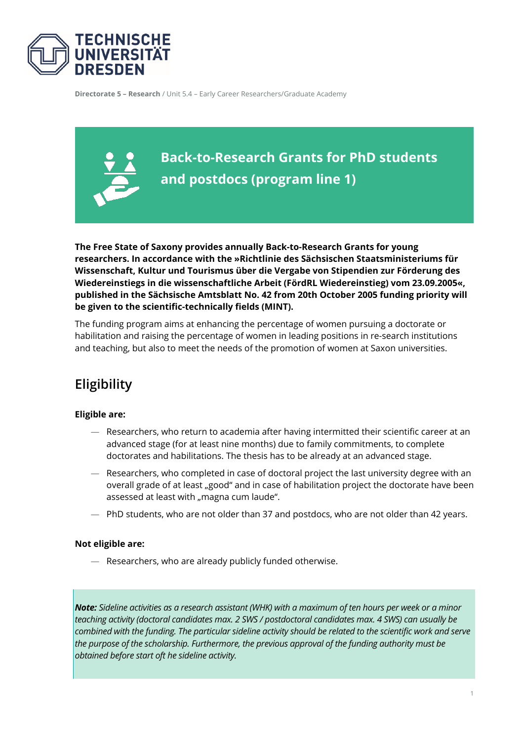TECHNISCHE UNIVERSITÄT DRESDEN

**Directorate 5 – Research** / Unit 5.4 – Early Career Researchers/Graduate Academy

# Back-to-Research Grants for PhD students and postdocs (program line 1)

**The Free State of Saxony provides annually Back-to-Research Grants for young researchers. In accordance with the »Richtlinie des Sächsischen Staatsministeriums für Wissenschaft, Kultur und Tourismus über die Vergabe von Stipendien zur Förderung des Wiedereinstiegs in die wissenschaftliche Arbeit (FördRL Wiedereinstieg) vom 23.09.2005«, published in the Sächsische Amtsblatt No. 42 from 20th October 2005 funding priority will be given to the scientific-technically fields (MINT).**

The funding program aims at enhancing the percentage of women pursuing a doctorate or habilitation and raising the percentage of women in leading positions in re-search institutions and teaching, but also to meet the needs of the promotion of women at Saxon universities.

## Eligibility

**Eligible are:**

- Researchers, who return to academia after having intermitted their scientific career at an advanced stage (for at least nine months) due to family commitments, to complete doctorates and habilitations. The thesis has to be already at an advanced stage.
- Researchers, who completed in case of doctoral project the last university degree with an overall grade of at least „good" and in case of habilitation project the doctorate have been assessed at least with „magna cum laude".
- PhD students, who are not older than 37 and postdocs, who are not older than 42 years.

**Not eligible are:**

- Researchers, who are already publicly funded otherwise.

***Note:*** *Sideline activities as a research assistant (WHK) with a maximum of ten hours per week or a minor teaching activity (doctoral candidates max. 2 SWS / postdoctoral candidates max. 4 SWS) can usually be combined with the funding. The particular sideline activity should be related to the scientific work and serve the purpose of the scholarship. Furthermore, the previous approval of the funding authority must be obtained before start oft he sideline activity.*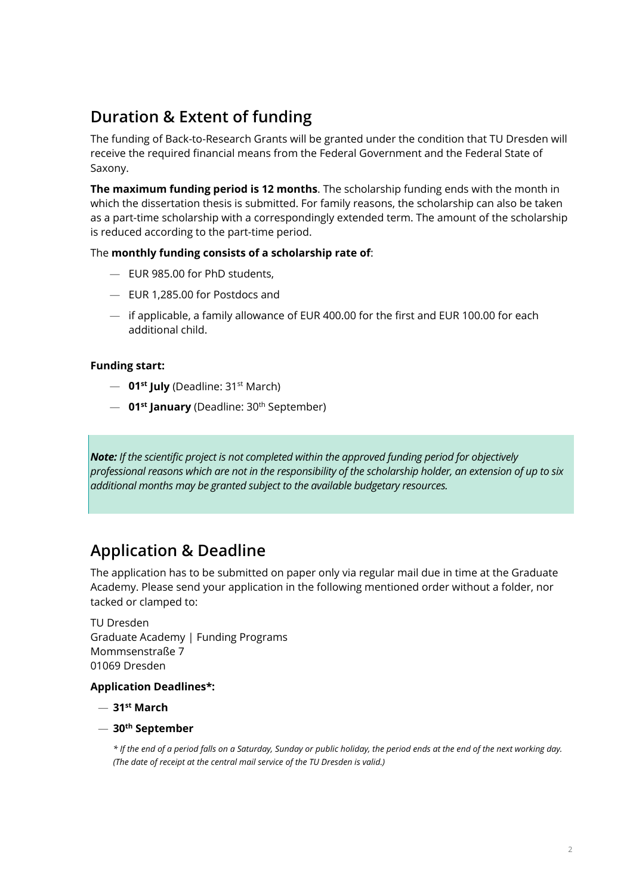## Duration & Extent of funding

The funding of Back-to-Research Grants will be granted under the condition that TU Dresden will receive the required financial means from the Federal Government and the Federal State of Saxony.

**The maximum funding period is 12 months**. The scholarship funding ends with the month in which the dissertation thesis is submitted. For family reasons, the scholarship can also be taken as a part-time scholarship with a correspondingly extended term. The amount of the scholarship is reduced according to the part-time period.

The **monthly funding consists of a scholarship rate of**:

- EUR 985.00 for PhD students,
- EUR 1,285.00 for Postdocs and
- if applicable, a family allowance of EUR 400.00 for the first and EUR 100.00 for each additional child.

**Funding start:**

- **01st July** (Deadline: 31st March)
- **01st January** (Deadline: 30th September)

***Note:*** *If the scientific project is not completed within the approved funding period for objectively professional reasons which are not in the responsibility of the scholarship holder, an extension of up to six additional months may be granted subject to the available budgetary resources.*

## Application & Deadline

The application has to be submitted on paper only via regular mail due in time at the Graduate Academy. Please send your application in the following mentioned order without a folder, nor tacked or clamped to:

TU Dresden
Graduate Academy | Funding Programs
Mommsenstraße 7
01069 Dresden

**Application Deadlines*:**

- **31st March**
- **30th September**

*\* If the end of a period falls on a Saturday, Sunday or public holiday, the period ends at the end of the next working day. (The date of receipt at the central mail service of the TU Dresden is valid.)*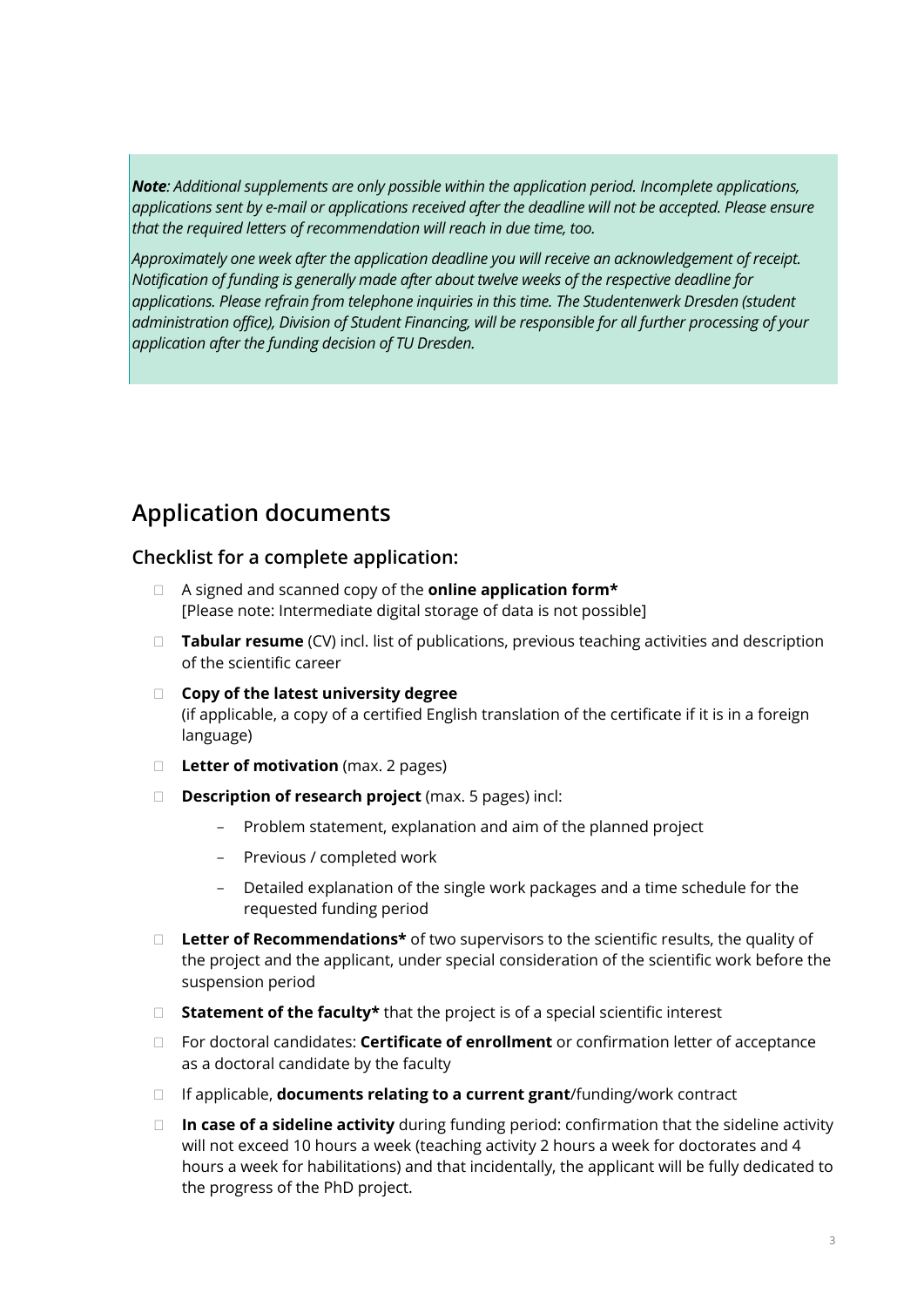***Note**: Additional supplements are only possible within the application period. Incomplete applications, applications sent by e-mail or applications received after the deadline will not be accepted. Please ensure that the required letters of recommendation will reach in due time, too.*

*Approximately one week after the application deadline you will receive an acknowledgement of receipt. Notification of funding is generally made after about twelve weeks of the respective deadline for applications. Please refrain from telephone inquiries in this time. The Studentenwerk Dresden (student administration office), Division of Student Financing, will be responsible for all further processing of your application after the funding decision of TU Dresden.*

## Application documents

### Checklist for a complete application:

- ☐ A signed and scanned copy of the **online application form*** [Please note: Intermediate digital storage of data is not possible]
- ☐ **Tabular resume** (CV) incl. list of publications, previous teaching activities and description of the scientific career
- ☐ **Copy of the latest university degree** (if applicable, a copy of a certified English translation of the certificate if it is in a foreign language)
- ☐ **Letter of motivation** (max. 2 pages)
- ☐ **Description of research project** (max. 5 pages) incl:
  - Problem statement, explanation and aim of the planned project
  - Previous / completed work
  - Detailed explanation of the single work packages and a time schedule for the requested funding period
- ☐ **Letter of Recommendations*** of two supervisors to the scientific results, the quality of the project and the applicant, under special consideration of the scientific work before the suspension period
- ☐ **Statement of the faculty*** that the project is of a special scientific interest
- ☐ For doctoral candidates: **Certificate of enrollment** or confirmation letter of acceptance as a doctoral candidate by the faculty
- ☐ If applicable, **documents relating to a current grant**/funding/work contract
- ☐ **In case of a sideline activity** during funding period: confirmation that the sideline activity will not exceed 10 hours a week (teaching activity 2 hours a week for doctorates and 4 hours a week for habilitations) and that incidentally, the applicant will be fully dedicated to the progress of the PhD project.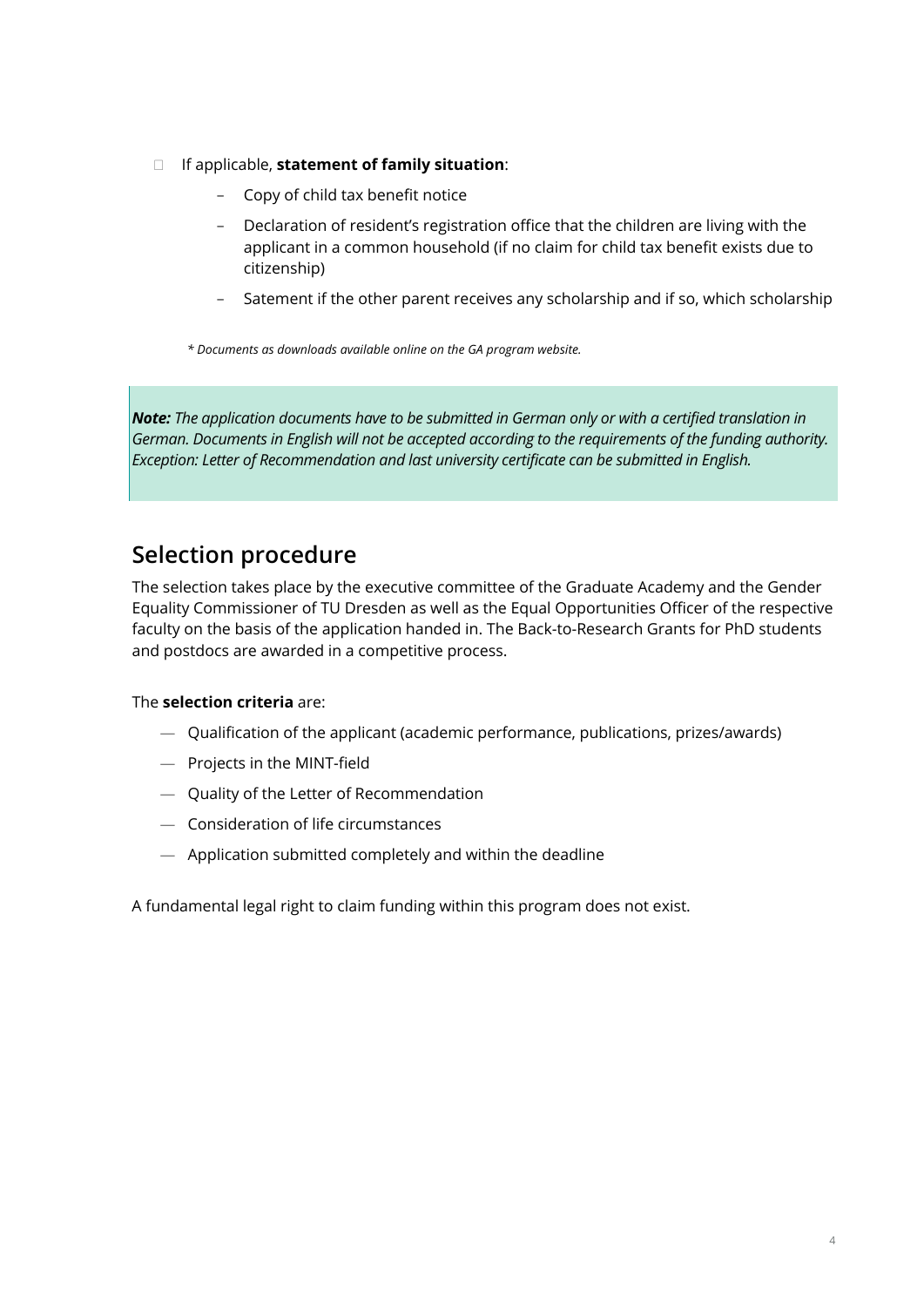- If applicable, **statement of family situation**:
  - Copy of child tax benefit notice
  - Declaration of resident's registration office that the children are living with the applicant in a common household (if no claim for child tax benefit exists due to citizenship)
  - Satement if the other parent receives any scholarship and if so, which scholarship

*\* Documents as downloads available online on the GA program website.*

> ***Note:*** *The application documents have to be submitted in German only or with a certified translation in German. Documents in English will not be accepted according to the requirements of the funding authority. Exception: Letter of Recommendation and last university certificate can be submitted in English.*

## Selection procedure

The selection takes place by the executive committee of the Graduate Academy and the Gender Equality Commissioner of TU Dresden as well as the Equal Opportunities Officer of the respective faculty on the basis of the application handed in. The Back-to-Research Grants for PhD students and postdocs are awarded in a competitive process.

The **selection criteria** are:

- Qualification of the applicant (academic performance, publications, prizes/awards)
- Projects in the MINT-field
- Quality of the Letter of Recommendation
- Consideration of life circumstances
- Application submitted completely and within the deadline

A fundamental legal right to claim funding within this program does not exist.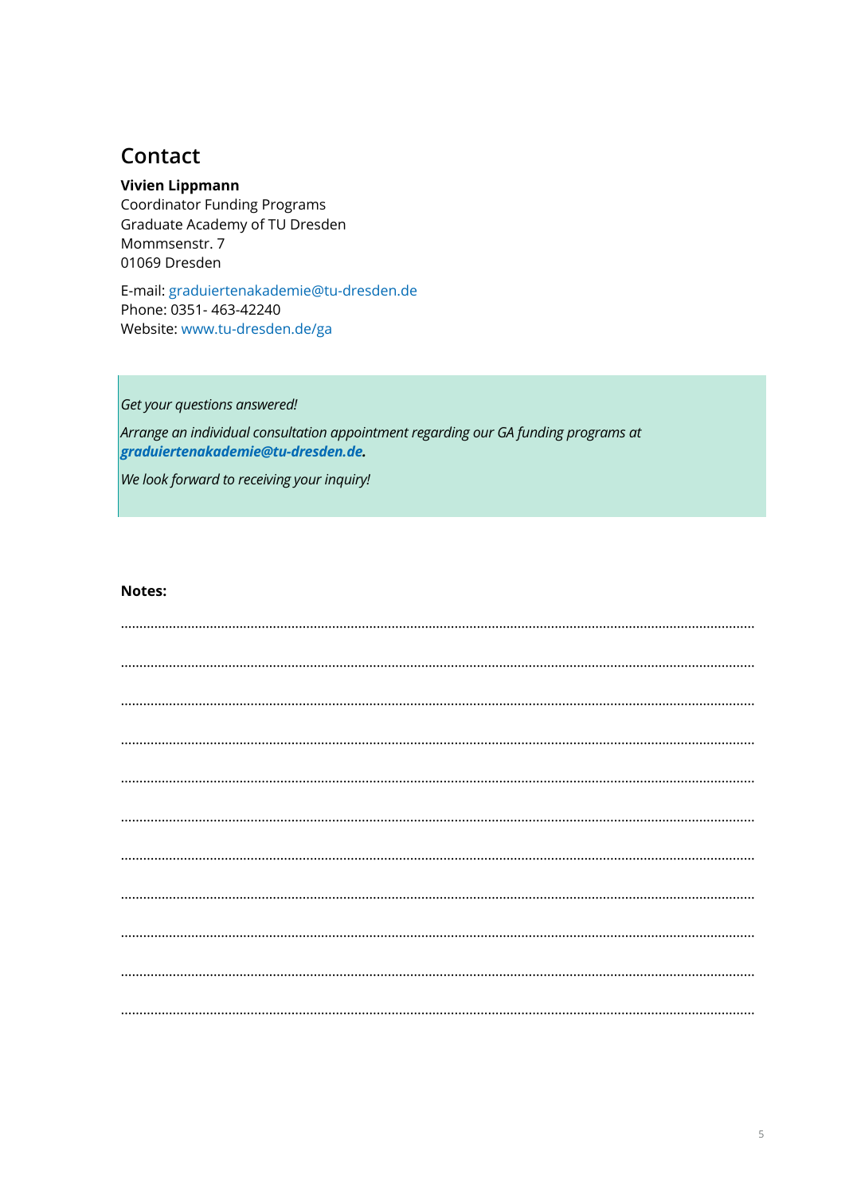## Contact

**Vivien Lippmann**
Coordinator Funding Programs
Graduate Academy of TU Dresden
Mommsenstr. 7
01069 Dresden

E-mail: graduiertenakademie@tu-dresden.de
Phone: 0351- 463-42240
Website: www.tu-dresden.de/ga

> *Get your questions answered!*
>
> *Arrange an individual consultation appointment regarding our GA funding programs at **graduiertenakademie@tu-dresden.de**.*
>
> *We look forward to receiving your inquiry!*

**Notes:**

..........................................................................................................................................................

..........................................................................................................................................................

..........................................................................................................................................................

..........................................................................................................................................................

..........................................................................................................................................................

..........................................................................................................................................................

..........................................................................................................................................................

..........................................................................................................................................................

..........................................................................................................................................................

..........................................................................................................................................................

..........................................................................................................................................................